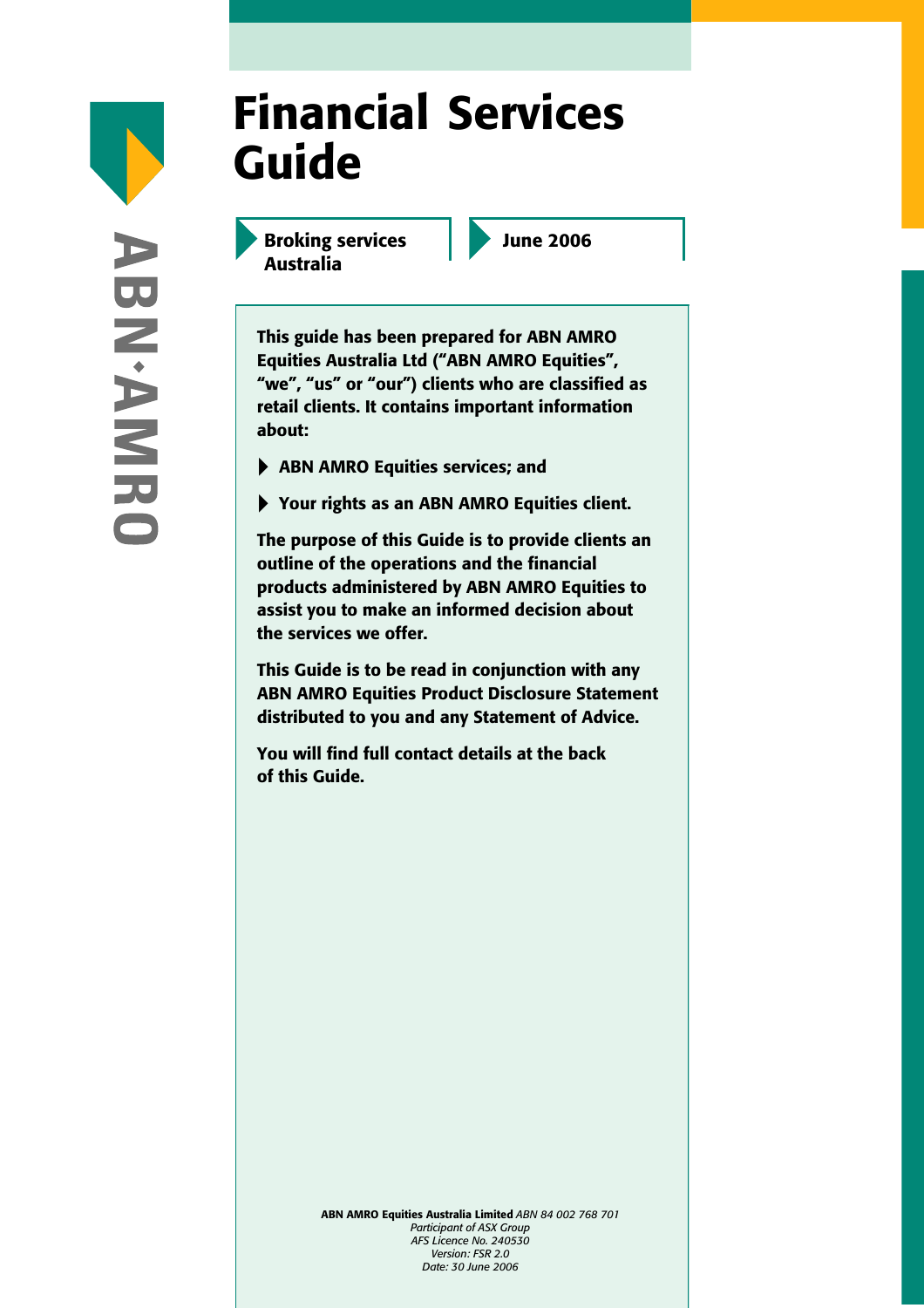ABN·AMRO

# Financial Services Guide

**Broking services Australia**

**June 2006**

**This guide has been prepared for ABN AMRO Equities Australia Ltd ("ABN AMRO Equities", "we", "us" or "our") clients who are classified as retail clients. It contains important information about:**

- **ABN AMRO Equities services; and**
- **Your rights as an ABN AMRO Equities client.**

**The purpose of this Guide is to provide clients an outline of the operations and the financial products administered by ABN AMRO Equities to assist you to make an informed decision about the services we offer.**

**This Guide is to be read in conjunction with any ABN AMRO Equities Product Disclosure Statement distributed to you and any Statement of Advice.**

**You will find full contact details at the back of this Guide.**

**ABN AMRO Equities Australia Limited** *ABN 84 002 768 701*
*Participant of ASX Group*
*AFS Licence No. 240530*
*Version: FSR 2.0*
*Date: 30 June 2006*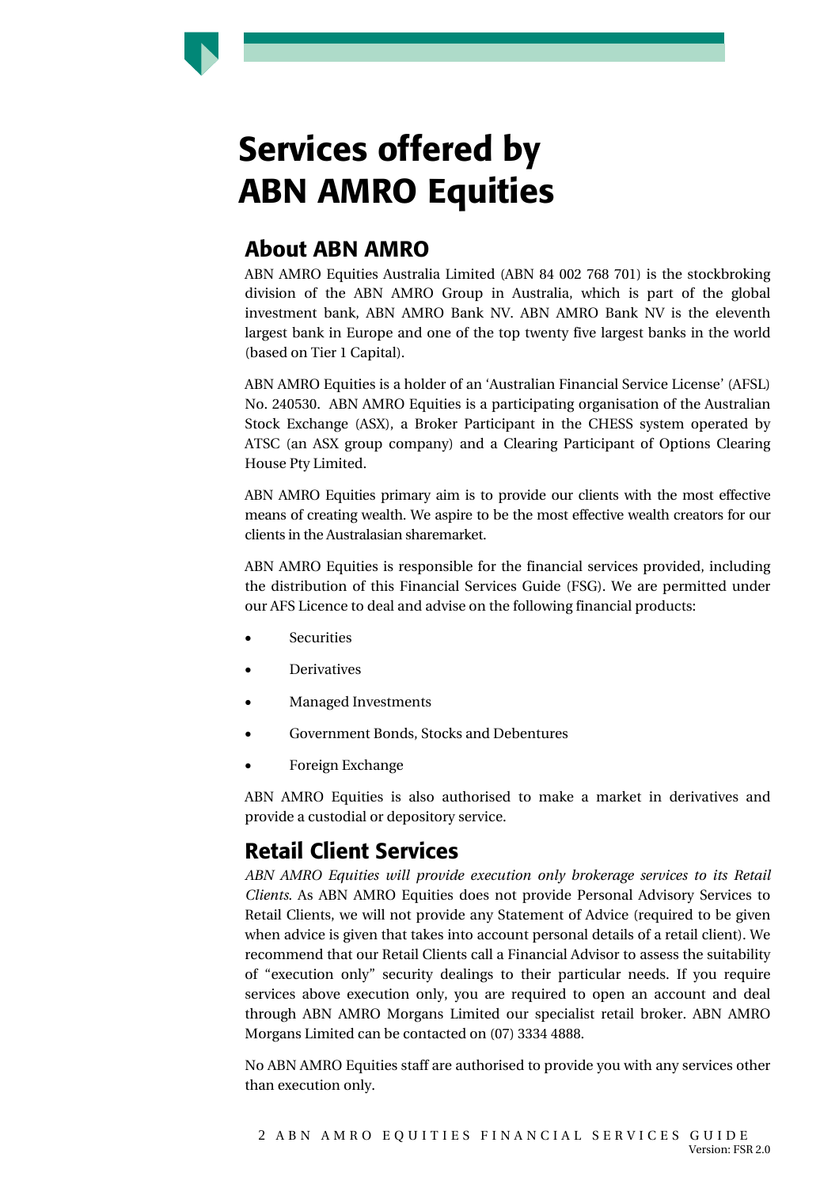# Services offered by ABN AMRO Equities

## About ABN AMRO

ABN AMRO Equities Australia Limited (ABN 84 002 768 701) is the stockbroking division of the ABN AMRO Group in Australia, which is part of the global investment bank, ABN AMRO Bank NV. ABN AMRO Bank NV is the eleventh largest bank in Europe and one of the top twenty five largest banks in the world (based on Tier 1 Capital).

ABN AMRO Equities is a holder of an 'Australian Financial Service License' (AFSL) No. 240530. ABN AMRO Equities is a participating organisation of the Australian Stock Exchange (ASX), a Broker Participant in the CHESS system operated by ATSC (an ASX group company) and a Clearing Participant of Options Clearing House Pty Limited.

ABN AMRO Equities primary aim is to provide our clients with the most effective means of creating wealth. We aspire to be the most effective wealth creators for our clients in the Australasian sharemarket.

ABN AMRO Equities is responsible for the financial services provided, including the distribution of this Financial Services Guide (FSG). We are permitted under our AFS Licence to deal and advise on the following financial products:

- Securities
- Derivatives
- Managed Investments
- Government Bonds, Stocks and Debentures
- Foreign Exchange

ABN AMRO Equities is also authorised to make a market in derivatives and provide a custodial or depository service.

## Retail Client Services

*ABN AMRO Equities will provide execution only brokerage services to its Retail Clients.* As ABN AMRO Equities does not provide Personal Advisory Services to Retail Clients, we will not provide any Statement of Advice (required to be given when advice is given that takes into account personal details of a retail client). We recommend that our Retail Clients call a Financial Advisor to assess the suitability of "execution only" security dealings to their particular needs. If you require services above execution only, you are required to open an account and deal through ABN AMRO Morgans Limited our specialist retail broker. ABN AMRO Morgans Limited can be contacted on (07) 3334 4888.

No ABN AMRO Equities staff are authorised to provide you with any services other than execution only.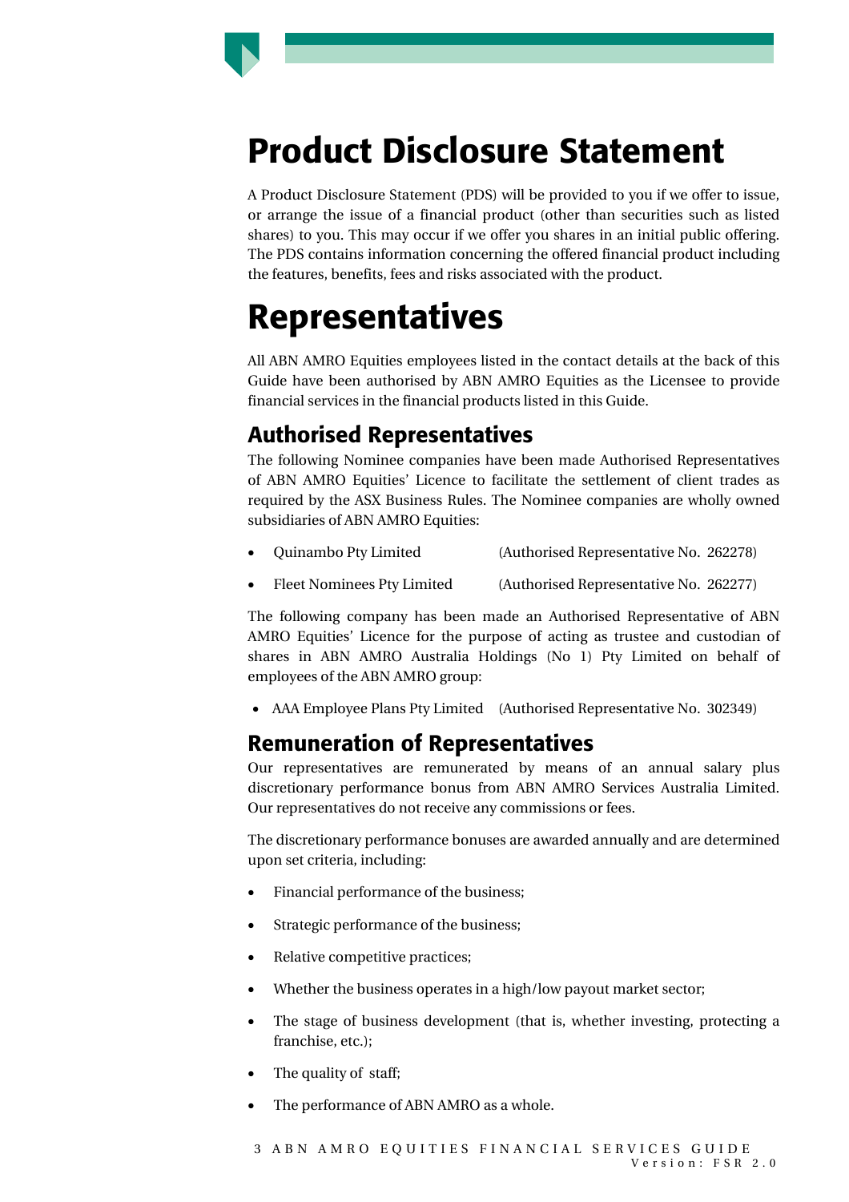# Product Disclosure Statement

A Product Disclosure Statement (PDS) will be provided to you if we offer to issue, or arrange the issue of a financial product (other than securities such as listed shares) to you. This may occur if we offer you shares in an initial public offering. The PDS contains information concerning the offered financial product including the features, benefits, fees and risks associated with the product.

# Representatives

All ABN AMRO Equities employees listed in the contact details at the back of this Guide have been authorised by ABN AMRO Equities as the Licensee to provide financial services in the financial products listed in this Guide.

## Authorised Representatives

The following Nominee companies have been made Authorised Representatives of ABN AMRO Equities' Licence to facilitate the settlement of client trades as required by the ASX Business Rules. The Nominee companies are wholly owned subsidiaries of ABN AMRO Equities:

- Quinambo Pty Limited (Authorised Representative No. 262278)
- Fleet Nominees Pty Limited (Authorised Representative No. 262277)

The following company has been made an Authorised Representative of ABN AMRO Equities' Licence for the purpose of acting as trustee and custodian of shares in ABN AMRO Australia Holdings (No 1) Pty Limited on behalf of employees of the ABN AMRO group:

- AAA Employee Plans Pty Limited (Authorised Representative No. 302349)

## Remuneration of Representatives

Our representatives are remunerated by means of an annual salary plus discretionary performance bonus from ABN AMRO Services Australia Limited. Our representatives do not receive any commissions or fees.

The discretionary performance bonuses are awarded annually and are determined upon set criteria, including:

- Financial performance of the business;
- Strategic performance of the business;
- Relative competitive practices;
- Whether the business operates in a high/low payout market sector;
- The stage of business development (that is, whether investing, protecting a franchise, etc.);
- The quality of staff;
- The performance of ABN AMRO as a whole.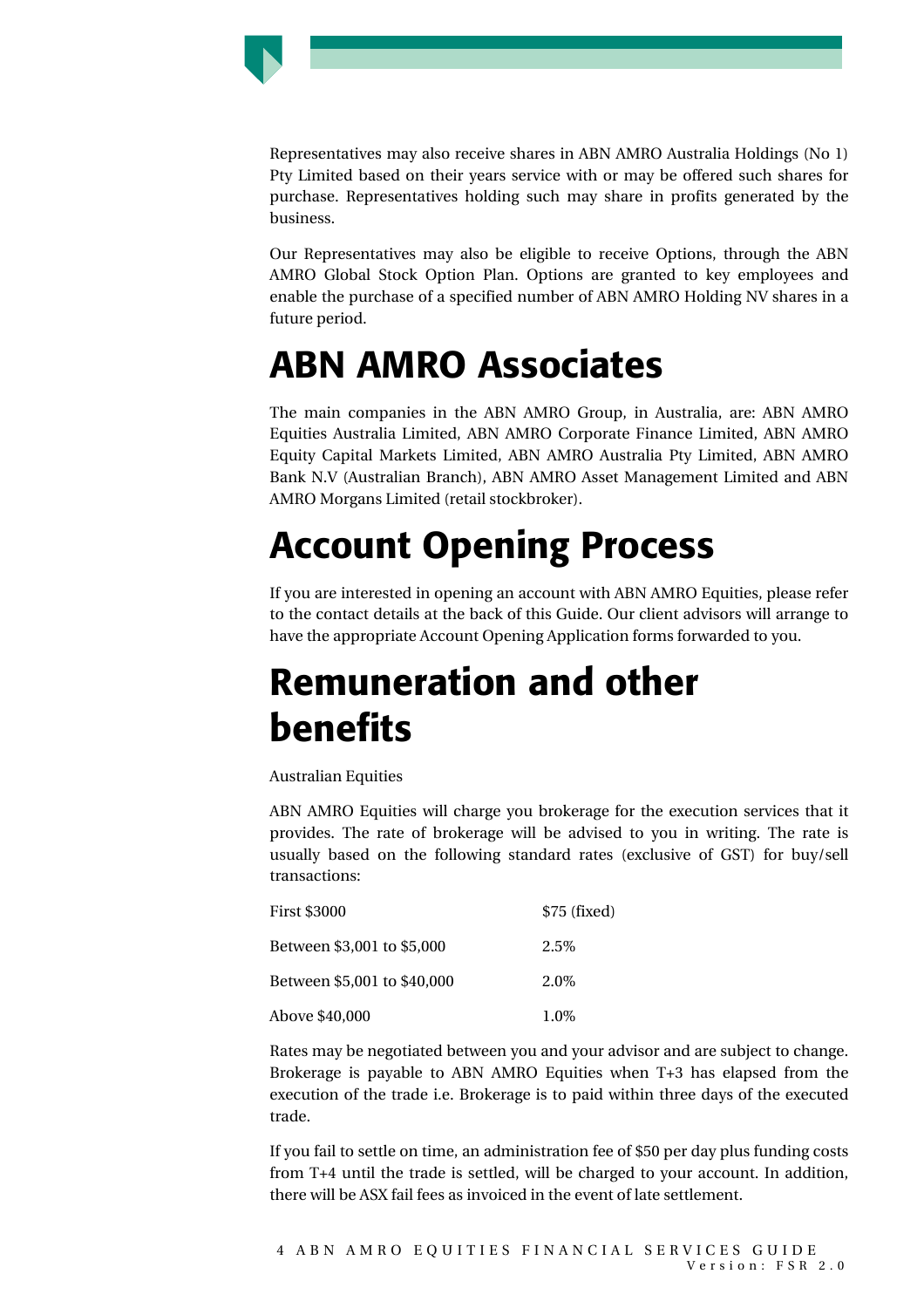Representatives may also receive shares in ABN AMRO Australia Holdings (No 1) Pty Limited based on their years service with or may be offered such shares for purchase. Representatives holding such may share in profits generated by the business.

Our Representatives may also be eligible to receive Options, through the ABN AMRO Global Stock Option Plan. Options are granted to key employees and enable the purchase of a specified number of ABN AMRO Holding NV shares in a future period.

# ABN AMRO Associates

The main companies in the ABN AMRO Group, in Australia, are: ABN AMRO Equities Australia Limited, ABN AMRO Corporate Finance Limited, ABN AMRO Equity Capital Markets Limited, ABN AMRO Australia Pty Limited, ABN AMRO Bank N.V (Australian Branch), ABN AMRO Asset Management Limited and ABN AMRO Morgans Limited (retail stockbroker).

# Account Opening Process

If you are interested in opening an account with ABN AMRO Equities, please refer to the contact details at the back of this Guide. Our client advisors will arrange to have the appropriate Account Opening Application forms forwarded to you.

# Remuneration and other benefits

Australian Equities

ABN AMRO Equities will charge you brokerage for the execution services that it provides. The rate of brokerage will be advised to you in writing. The rate is usually based on the following standard rates (exclusive of GST) for buy/sell transactions:

| | |
|---|---|
| First $3000 | $75 (fixed) |
| Between $3,001 to $5,000 | 2.5% |
| Between $5,001 to $40,000 | 2.0% |
| Above $40,000 | 1.0% |

Rates may be negotiated between you and your advisor and are subject to change. Brokerage is payable to ABN AMRO Equities when T+3 has elapsed from the execution of the trade i.e. Brokerage is to paid within three days of the executed trade.

If you fail to settle on time, an administration fee of $50 per day plus funding costs from T+4 until the trade is settled, will be charged to your account. In addition, there will be ASX fail fees as invoiced in the event of late settlement.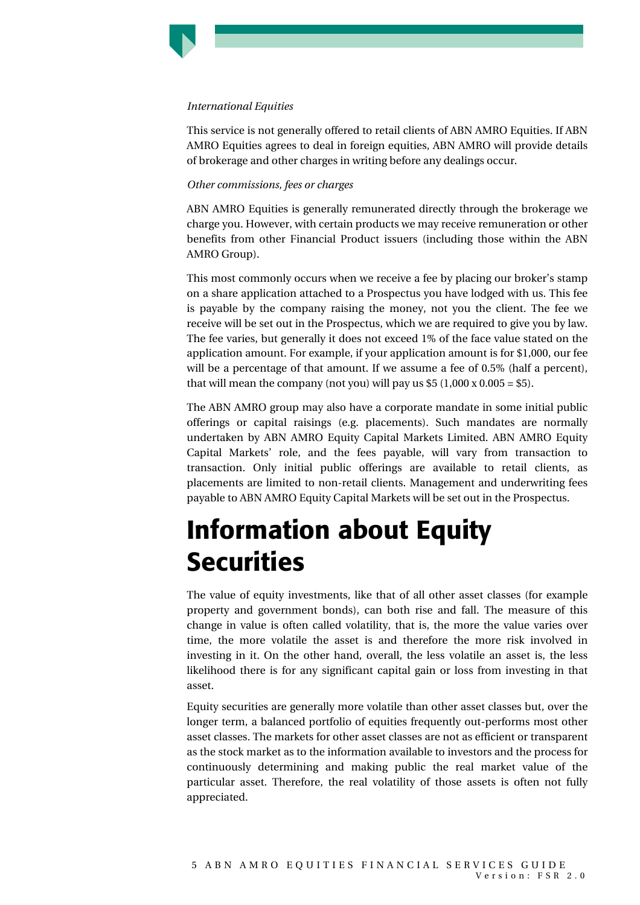*International Equities*

This service is not generally offered to retail clients of ABN AMRO Equities. If ABN AMRO Equities agrees to deal in foreign equities, ABN AMRO will provide details of brokerage and other charges in writing before any dealings occur.

*Other commissions, fees or charges*

ABN AMRO Equities is generally remunerated directly through the brokerage we charge you. However, with certain products we may receive remuneration or other benefits from other Financial Product issuers (including those within the ABN AMRO Group).

This most commonly occurs when we receive a fee by placing our broker's stamp on a share application attached to a Prospectus you have lodged with us. This fee is payable by the company raising the money, not you the client. The fee we receive will be set out in the Prospectus, which we are required to give you by law. The fee varies, but generally it does not exceed 1% of the face value stated on the application amount. For example, if your application amount is for $1,000, our fee will be a percentage of that amount. If we assume a fee of 0.5% (half a percent), that will mean the company (not you) will pay us $5 (1,000 x 0.005 = $5).

The ABN AMRO group may also have a corporate mandate in some initial public offerings or capital raisings (e.g. placements). Such mandates are normally undertaken by ABN AMRO Equity Capital Markets Limited. ABN AMRO Equity Capital Markets' role, and the fees payable, will vary from transaction to transaction. Only initial public offerings are available to retail clients, as placements are limited to non-retail clients. Management and underwriting fees payable to ABN AMRO Equity Capital Markets will be set out in the Prospectus.

# Information about Equity Securities

The value of equity investments, like that of all other asset classes (for example property and government bonds), can both rise and fall. The measure of this change in value is often called volatility, that is, the more the value varies over time, the more volatile the asset is and therefore the more risk involved in investing in it. On the other hand, overall, the less volatile an asset is, the less likelihood there is for any significant capital gain or loss from investing in that asset.

Equity securities are generally more volatile than other asset classes but, over the longer term, a balanced portfolio of equities frequently out-performs most other asset classes. The markets for other asset classes are not as efficient or transparent as the stock market as to the information available to investors and the process for continuously determining and making public the real market value of the particular asset. Therefore, the real volatility of those assets is often not fully appreciated.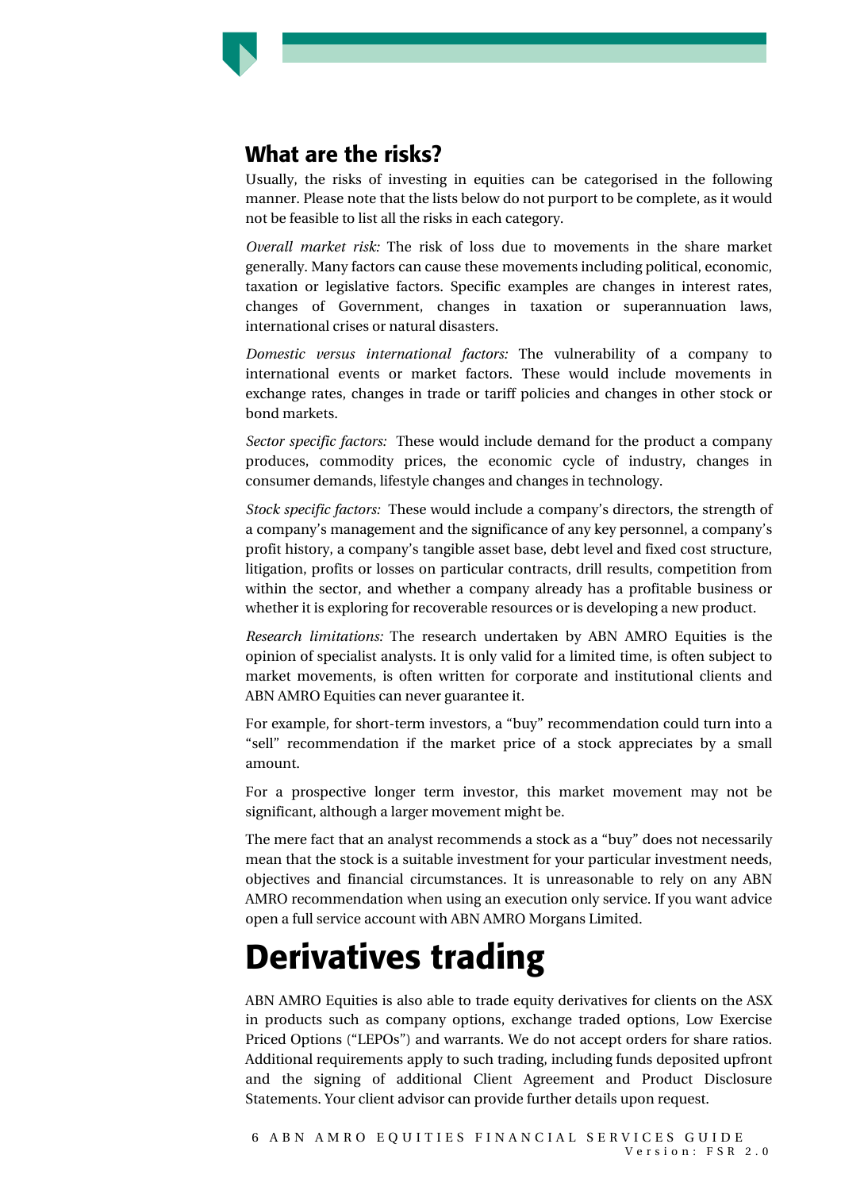## What are the risks?

Usually, the risks of investing in equities can be categorised in the following manner. Please note that the lists below do not purport to be complete, as it would not be feasible to list all the risks in each category.

*Overall market risk:* The risk of loss due to movements in the share market generally. Many factors can cause these movements including political, economic, taxation or legislative factors. Specific examples are changes in interest rates, changes of Government, changes in taxation or superannuation laws, international crises or natural disasters.

*Domestic versus international factors:* The vulnerability of a company to international events or market factors. These would include movements in exchange rates, changes in trade or tariff policies and changes in other stock or bond markets.

*Sector specific factors:* These would include demand for the product a company produces, commodity prices, the economic cycle of industry, changes in consumer demands, lifestyle changes and changes in technology.

*Stock specific factors:* These would include a company's directors, the strength of a company's management and the significance of any key personnel, a company's profit history, a company's tangible asset base, debt level and fixed cost structure, litigation, profits or losses on particular contracts, drill results, competition from within the sector, and whether a company already has a profitable business or whether it is exploring for recoverable resources or is developing a new product.

*Research limitations:* The research undertaken by ABN AMRO Equities is the opinion of specialist analysts. It is only valid for a limited time, is often subject to market movements, is often written for corporate and institutional clients and ABN AMRO Equities can never guarantee it.

For example, for short-term investors, a "buy" recommendation could turn into a "sell" recommendation if the market price of a stock appreciates by a small amount.

For a prospective longer term investor, this market movement may not be significant, although a larger movement might be.

The mere fact that an analyst recommends a stock as a "buy" does not necessarily mean that the stock is a suitable investment for your particular investment needs, objectives and financial circumstances. It is unreasonable to rely on any ABN AMRO recommendation when using an execution only service. If you want advice open a full service account with ABN AMRO Morgans Limited.

# Derivatives trading

ABN AMRO Equities is also able to trade equity derivatives for clients on the ASX in products such as company options, exchange traded options, Low Exercise Priced Options ("LEPOs") and warrants. We do not accept orders for share ratios. Additional requirements apply to such trading, including funds deposited upfront and the signing of additional Client Agreement and Product Disclosure Statements. Your client advisor can provide further details upon request.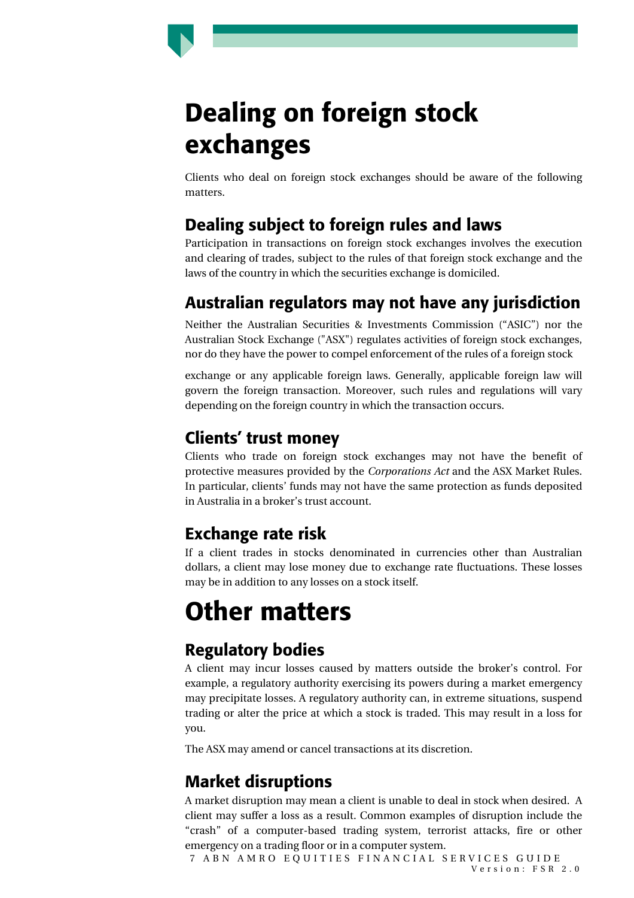# Dealing on foreign stock exchanges

Clients who deal on foreign stock exchanges should be aware of the following matters.

## Dealing subject to foreign rules and laws

Participation in transactions on foreign stock exchanges involves the execution and clearing of trades, subject to the rules of that foreign stock exchange and the laws of the country in which the securities exchange is domiciled.

## Australian regulators may not have any jurisdiction

Neither the Australian Securities & Investments Commission ("ASIC") nor the Australian Stock Exchange ("ASX") regulates activities of foreign stock exchanges, nor do they have the power to compel enforcement of the rules of a foreign stock exchange or any applicable foreign laws. Generally, applicable foreign law will govern the foreign transaction. Moreover, such rules and regulations will vary depending on the foreign country in which the transaction occurs.

## Clients' trust money

Clients who trade on foreign stock exchanges may not have the benefit of protective measures provided by the *Corporations Act* and the ASX Market Rules. In particular, clients' funds may not have the same protection as funds deposited in Australia in a broker's trust account.

## Exchange rate risk

If a client trades in stocks denominated in currencies other than Australian dollars, a client may lose money due to exchange rate fluctuations. These losses may be in addition to any losses on a stock itself.

# Other matters

## Regulatory bodies

A client may incur losses caused by matters outside the broker's control. For example, a regulatory authority exercising its powers during a market emergency may precipitate losses. A regulatory authority can, in extreme situations, suspend trading or alter the price at which a stock is traded. This may result in a loss for you.

The ASX may amend or cancel transactions at its discretion.

## Market disruptions

A market disruption may mean a client is unable to deal in stock when desired. A client may suffer a loss as a result. Common examples of disruption include the "crash" of a computer-based trading system, terrorist attacks, fire or other emergency on a trading floor or in a computer system.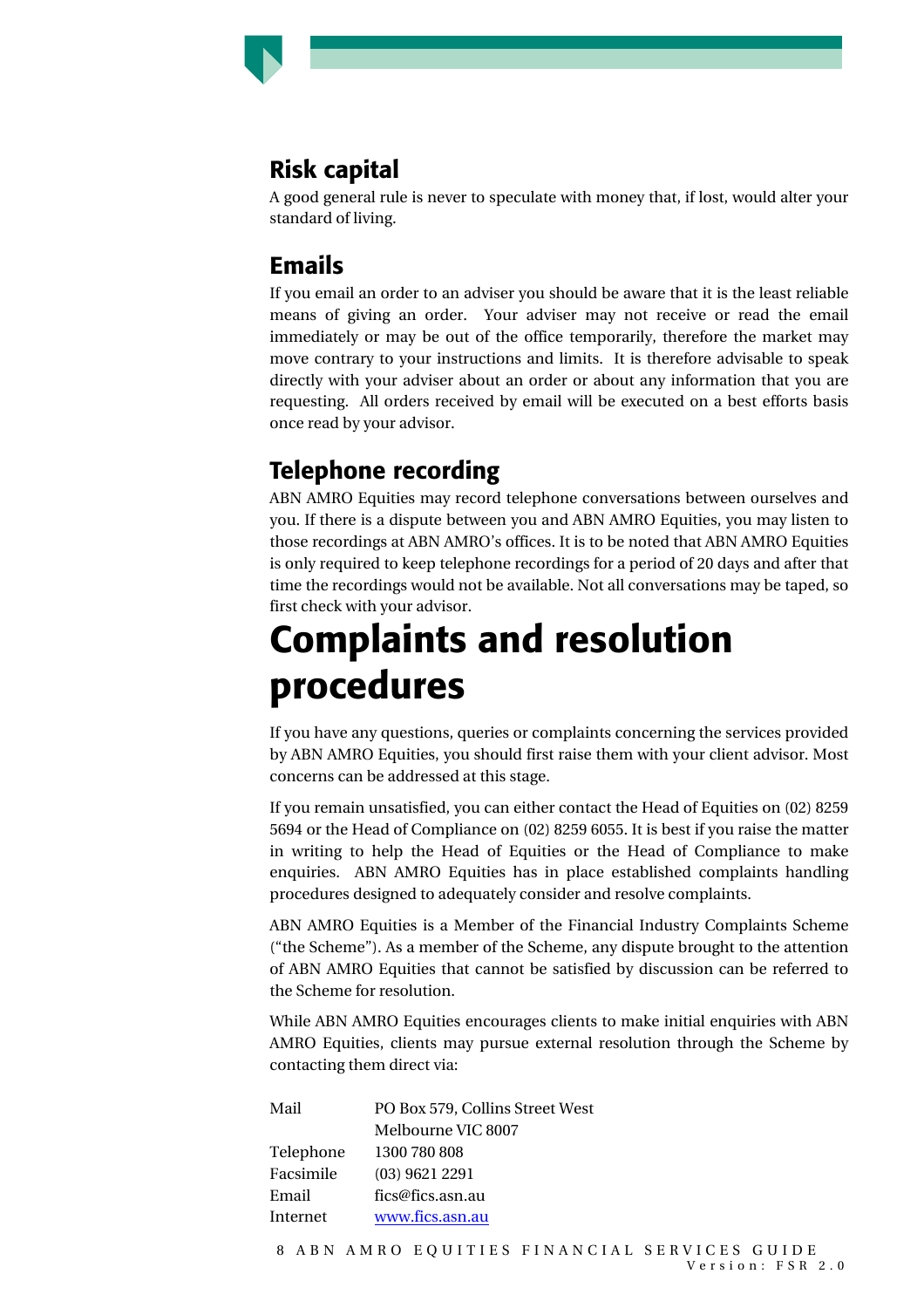## Risk capital

A good general rule is never to speculate with money that, if lost, would alter your standard of living.

## Emails

If you email an order to an adviser you should be aware that it is the least reliable means of giving an order. Your adviser may not receive or read the email immediately or may be out of the office temporarily, therefore the market may move contrary to your instructions and limits. It is therefore advisable to speak directly with your adviser about an order or about any information that you are requesting. All orders received by email will be executed on a best efforts basis once read by your advisor.

## Telephone recording

ABN AMRO Equities may record telephone conversations between ourselves and you. If there is a dispute between you and ABN AMRO Equities, you may listen to those recordings at ABN AMRO's offices. It is to be noted that ABN AMRO Equities is only required to keep telephone recordings for a period of 20 days and after that time the recordings would not be available. Not all conversations may be taped, so first check with your advisor.

# Complaints and resolution procedures

If you have any questions, queries or complaints concerning the services provided by ABN AMRO Equities, you should first raise them with your client advisor. Most concerns can be addressed at this stage.

If you remain unsatisfied, you can either contact the Head of Equities on (02) 8259 5694 or the Head of Compliance on (02) 8259 6055. It is best if you raise the matter in writing to help the Head of Equities or the Head of Compliance to make enquiries. ABN AMRO Equities has in place established complaints handling procedures designed to adequately consider and resolve complaints.

ABN AMRO Equities is a Member of the Financial Industry Complaints Scheme ("the Scheme"). As a member of the Scheme, any dispute brought to the attention of ABN AMRO Equities that cannot be satisfied by discussion can be referred to the Scheme for resolution.

While ABN AMRO Equities encourages clients to make initial enquiries with ABN AMRO Equities, clients may pursue external resolution through the Scheme by contacting them direct via:

| | |
|---|---|
| Mail | PO Box 579, Collins Street West<br>Melbourne VIC 8007 |
| Telephone | 1300 780 808 |
| Facsimile | (03) 9621 2291 |
| Email | fics@fics.asn.au |
| Internet | www.fics.asn.au |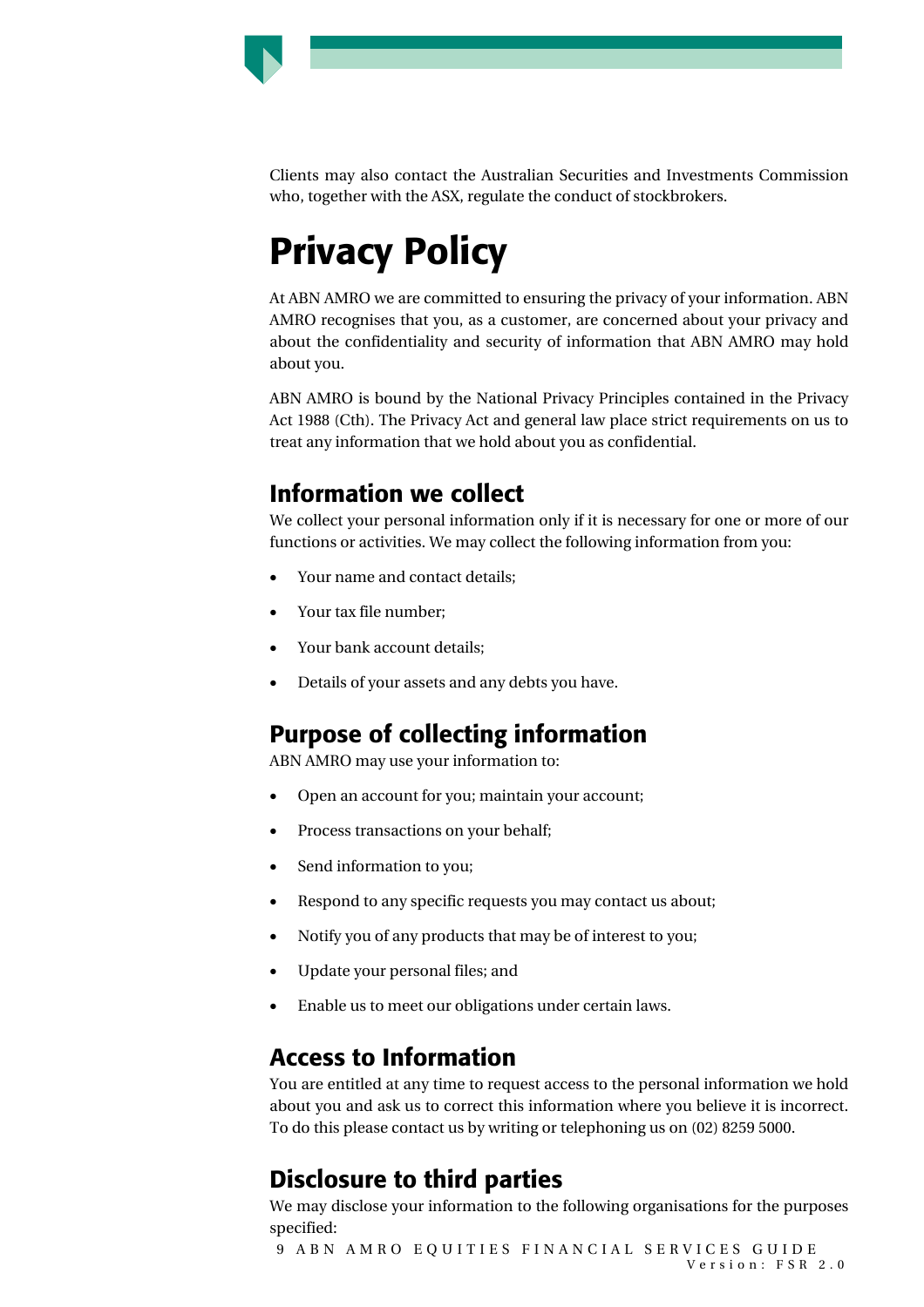Clients may also contact the Australian Securities and Investments Commission who, together with the ASX, regulate the conduct of stockbrokers.

# Privacy Policy

At ABN AMRO we are committed to ensuring the privacy of your information. ABN AMRO recognises that you, as a customer, are concerned about your privacy and about the confidentiality and security of information that ABN AMRO may hold about you.

ABN AMRO is bound by the National Privacy Principles contained in the Privacy Act 1988 (Cth). The Privacy Act and general law place strict requirements on us to treat any information that we hold about you as confidential.

## Information we collect

We collect your personal information only if it is necessary for one or more of our functions or activities. We may collect the following information from you:

- Your name and contact details;
- Your tax file number;
- Your bank account details;
- Details of your assets and any debts you have.

## Purpose of collecting information

ABN AMRO may use your information to:

- Open an account for you; maintain your account;
- Process transactions on your behalf;
- Send information to you;
- Respond to any specific requests you may contact us about;
- Notify you of any products that may be of interest to you;
- Update your personal files; and
- Enable us to meet our obligations under certain laws.

## Access to Information

You are entitled at any time to request access to the personal information we hold about you and ask us to correct this information where you believe it is incorrect. To do this please contact us by writing or telephoning us on (02) 8259 5000.

## Disclosure to third parties

We may disclose your information to the following organisations for the purposes specified: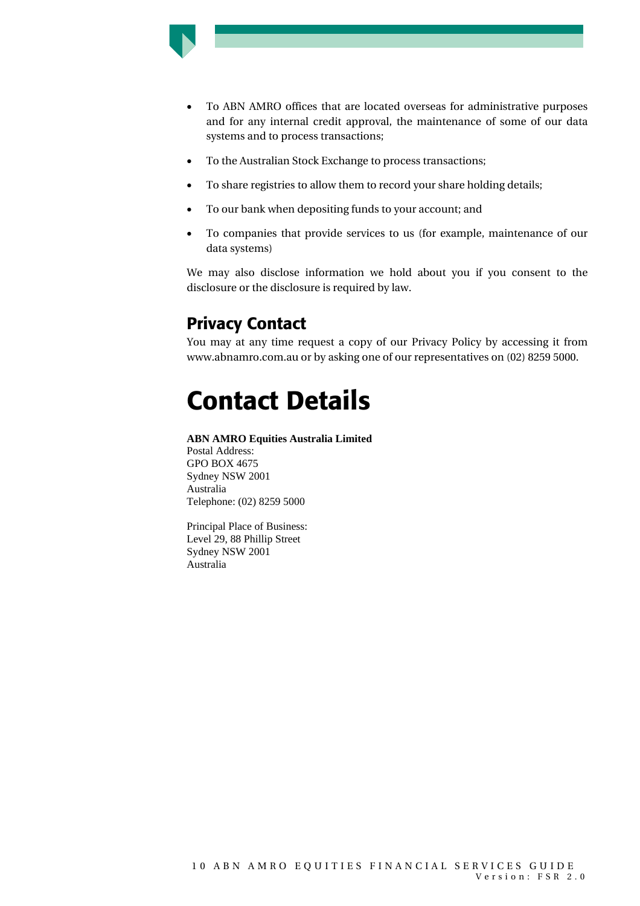- To ABN AMRO offices that are located overseas for administrative purposes and for any internal credit approval, the maintenance of some of our data systems and to process transactions;
- To the Australian Stock Exchange to process transactions;
- To share registries to allow them to record your share holding details;
- To our bank when depositing funds to your account; and
- To companies that provide services to us (for example, maintenance of our data systems)

We may also disclose information we hold about you if you consent to the disclosure or the disclosure is required by law.

## Privacy Contact

You may at any time request a copy of our Privacy Policy by accessing it from www.abnamro.com.au or by asking one of our representatives on (02) 8259 5000.

# Contact Details

**ABN AMRO Equities Australia Limited**
Postal Address:
GPO BOX 4675
Sydney NSW 2001
Australia
Telephone: (02) 8259 5000

Principal Place of Business:
Level 29, 88 Phillip Street
Sydney NSW 2001
Australia